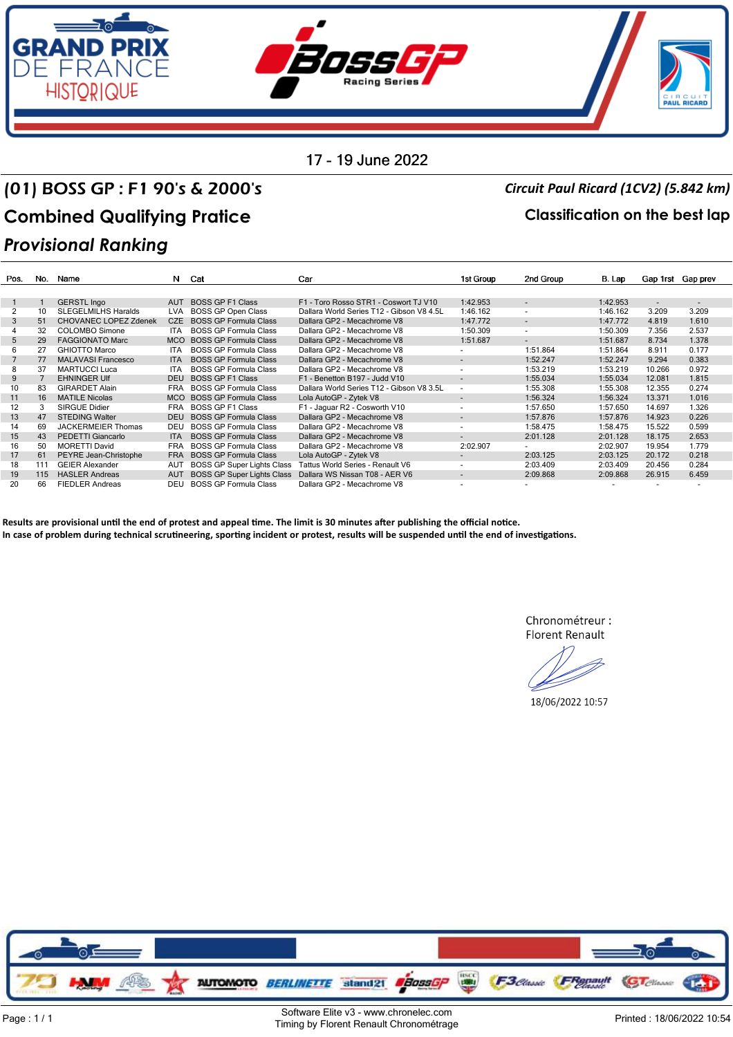17 - 19 June 2022

# (01) BOSS GP : F1 90's & 2000's

## Combined Qualifying Pratice

*Provisional Ranking*

***Circuit Paul Ricard (1CV2) (5.842 km)***

**Classification on the best lap**

| Pos. | No. | Name | N | Cat | Car | 1st Group | 2nd Group | B. Lap | Gap 1rst | Gap prev |
|---|---|---|---|---|---|---|---|---|---|---|
| 1 | 1 | GERSTL Ingo | AUT | BOSS GP F1 Class | F1 - Toro Rosso STR1 - Coswort TJ V10 | 1:42.953 | - | 1:42.953 | - | - |
| 2 | 10 | SLEGELMILHS Haralds | LVA | BOSS GP Open Class | Dallara World Series T12 - Gibson V8 4.5L | 1:46.162 | - | 1:46.162 | 3.209 | 3.209 |
| 3 | 51 | CHOVANEC LOPEZ Zdenek | CZE | BOSS GP Formula Class | Dallara GP2 - Mecachrome V8 | 1:47.772 | - | 1:47.772 | 4.819 | 1.610 |
| 4 | 32 | COLOMBO Simone | ITA | BOSS GP Formula Class | Dallara GP2 - Mecachrome V8 | 1:50.309 | - | 1:50.309 | 7.356 | 2.537 |
| 5 | 29 | FAGGIONATO Marc | MCO | BOSS GP Formula Class | Dallara GP2 - Mecachrome V8 | 1:51.687 | - | 1:51.687 | 8.734 | 1.378 |
| 6 | 27 | GHIOTTO Marco | ITA | BOSS GP Formula Class | Dallara GP2 - Mecachrome V8 | - | 1:51.864 | 1:51.864 | 8.911 | 0.177 |
| 7 | 77 | MALAVASI Francesco | ITA | BOSS GP Formula Class | Dallara GP2 - Mecachrome V8 | - | 1:52.247 | 1:52.247 | 9.294 | 0.383 |
| 8 | 37 | MARTUCCI Luca | ITA | BOSS GP Formula Class | Dallara GP2 - Mecachrome V8 | - | 1:53.219 | 1:53.219 | 10.266 | 0.972 |
| 9 | 7 | EHNINGER Ulf | DEU | BOSS GP F1 Class | F1 - Benetton B197 - Judd V10 | - | 1:55.034 | 1:55.034 | 12.081 | 1.815 |
| 10 | 83 | GIRARDET Alain | FRA | BOSS GP Formula Class | Dallara World Series T12 - Gibson V8 3.5L | - | 1:55.308 | 1:55.308 | 12.355 | 0.274 |
| 11 | 16 | MATILE Nicolas | MCO | BOSS GP Formula Class | Lola AutoGP - Zytek V8 | - | 1:56.324 | 1:56.324 | 13.371 | 1.016 |
| 12 | 3 | SIRGUE Didier | FRA | BOSS GP F1 Class | F1 - Jaguar R2 - Cosworth V10 | - | 1:57.650 | 1:57.650 | 14.697 | 1.326 |
| 13 | 47 | STEDING Walter | DEU | BOSS GP Formula Class | Dallara GP2 - Mecachrome V8 | - | 1:57.876 | 1:57.876 | 14.923 | 0.226 |
| 14 | 69 | JACKERMEIER Thomas | DEU | BOSS GP Formula Class | Dallara GP2 - Mecachrome V8 | - | 1:58.475 | 1:58.475 | 15.522 | 0.599 |
| 15 | 43 | PEDETTI Giancarlo | ITA | BOSS GP Formula Class | Dallara GP2 - Mecachrome V8 | - | 2:01.128 | 2:01.128 | 18.175 | 2.653 |
| 16 | 50 | MORETTI David | FRA | BOSS GP Formula Class | Dallara GP2 - Mecachrome V8 | 2:02.907 | - | 2:02.907 | 19.954 | 1.779 |
| 17 | 61 | PEYRE Jean-Christophe | FRA | BOSS GP Formula Class | Lola AutoGP - Zytek V8 | - | 2:03.125 | 2:03.125 | 20.172 | 0.218 |
| 18 | 111 | GEIER Alexander | AUT | BOSS GP Super Lights Class | Tattus World Series - Renault V6 | - | 2:03.409 | 2:03.409 | 20.456 | 0.284 |
| 19 | 115 | HASLER Andreas | AUT | BOSS GP Super Lights Class | Dallara WS Nissan T08 - AER V6 | - | 2:09.868 | 2:09.868 | 26.915 | 6.459 |
| 20 | 66 | FIEDLER Andreas | DEU | BOSS GP Formula Class | Dallara GP2 - Mecachrome V8 | - | - | - | - | - |

**Results are provisional until the end of protest and appeal time. The limit is 30 minutes after publishing the official notice.**
**In case of problem during technical scrutineering, sporting incident or protest, results will be suspended until the end of investigations.**

Chronométreur :
Florent Renault

18/06/2022 10:57

Software Elite v3 - www.chronelec.com
Timing by Florent Renault Chronométrage

Printed : 18/06/2022 10:54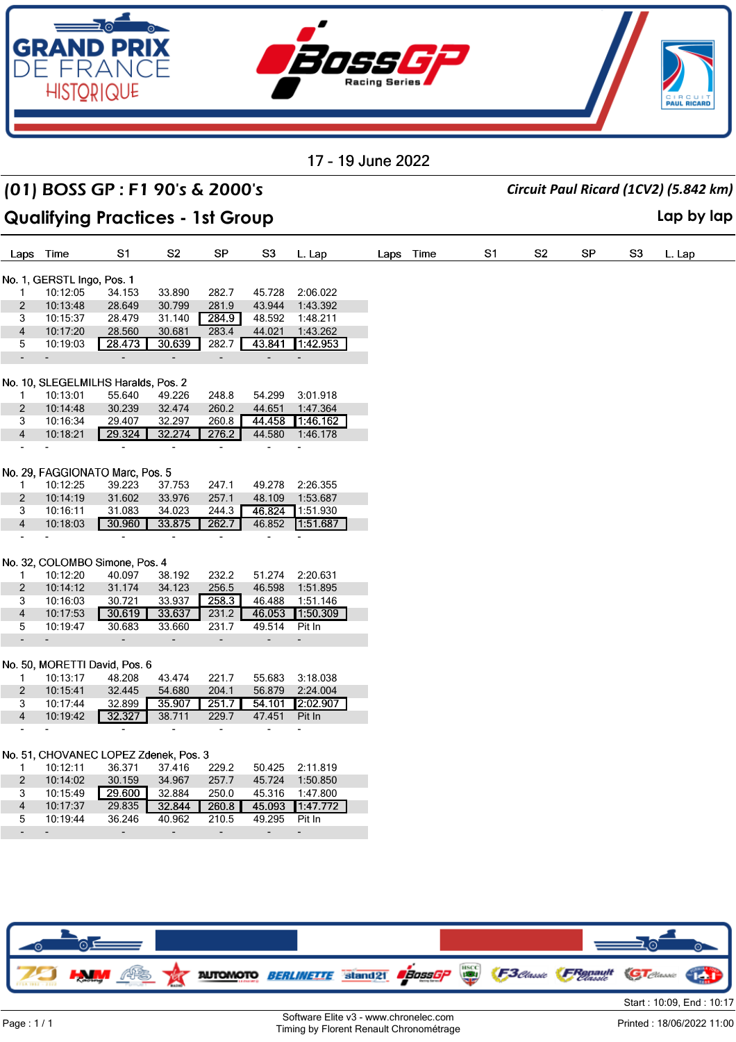17 - 19 June 2022

## (01) BOSS GP : F1 90's & 2000's

*Circuit Paul Ricard (1CV2) (5.842 km)*

## Qualifying Practices - 1st Group

**Lap by lap**

**No. 1, GERSTL Ingo, Pos. 1**

| Laps | Time | S1 | S2 | SP | S3 | L. Lap |
|---|---|---|---|---|---|---|
| 1 | 10:12:05 | 34.153 | 33.890 | 282.7 | 45.728 | 2:06.022 |
| 2 | 10:13:48 | 28.649 | 30.799 | 281.9 | 43.944 | 1:43.392 |
| 3 | 10:15:37 | 28.479 | 31.140 | 284.9 | 48.592 | 1:48.211 |
| 4 | 10:17:20 | 28.560 | 30.681 | 283.4 | 44.021 | 1:43.262 |
| 5 | 10:19:03 | 28.473 | 30.639 | 282.7 | 43.841 | 1:42.953 |
| - | - | - | - | - | - | - |

**No. 10, SLEGELMILHS Haralds, Pos. 2**

| Laps | Time | S1 | S2 | SP | S3 | L. Lap |
|---|---|---|---|---|---|---|
| 1 | 10:13:01 | 55.640 | 49.226 | 248.8 | 54.299 | 3:01.918 |
| 2 | 10:14:48 | 30.239 | 32.474 | 260.2 | 44.651 | 1:47.364 |
| 3 | 10:16:34 | 29.407 | 32.297 | 260.8 | 44.458 | 1:46.162 |
| 4 | 10:18:21 | 29.324 | 32.274 | 276.2 | 44.580 | 1:46.178 |
| - | - | - | - | - | - | - |

**No. 29, FAGGIONATO Marc, Pos. 5**

| Laps | Time | S1 | S2 | SP | S3 | L. Lap |
|---|---|---|---|---|---|---|
| 1 | 10:12:25 | 39.223 | 37.753 | 247.1 | 49.278 | 2:26.355 |
| 2 | 10:14:19 | 31.602 | 33.976 | 257.1 | 48.109 | 1:53.687 |
| 3 | 10:16:11 | 31.083 | 34.023 | 244.3 | 46.824 | 1:51.930 |
| 4 | 10:18:03 | 30.960 | 33.875 | 262.7 | 46.852 | 1:51.687 |
| - | - | - | - | - | - | - |

**No. 32, COLOMBO Simone, Pos. 4**

| Laps | Time | S1 | S2 | SP | S3 | L. Lap |
|---|---|---|---|---|---|---|
| 1 | 10:12:20 | 40.097 | 38.192 | 232.2 | 51.274 | 2:20.631 |
| 2 | 10:14:12 | 31.174 | 34.123 | 256.5 | 46.598 | 1:51.895 |
| 3 | 10:16:03 | 30.721 | 33.937 | 258.3 | 46.488 | 1:51.146 |
| 4 | 10:17:53 | 30.619 | 33.637 | 231.2 | 46.053 | 1:50.309 |
| 5 | 10:19:47 | 30.683 | 33.660 | 231.7 | 49.514 | Pit In |
| - | - | - | - | - | - | - |

**No. 50, MORETTI David, Pos. 6**

| Laps | Time | S1 | S2 | SP | S3 | L. Lap |
|---|---|---|---|---|---|---|
| 1 | 10:13:17 | 48.208 | 43.474 | 221.7 | 55.683 | 3:18.038 |
| 2 | 10:15:41 | 32.445 | 54.680 | 204.1 | 56.879 | 2:24.004 |
| 3 | 10:17:44 | 32.899 | 35.907 | 251.7 | 54.101 | 2:02.907 |
| 4 | 10:19:42 | 32.327 | 38.711 | 229.7 | 47.451 | Pit In |
| - | - | - | - | - | - | - |

**No. 51, CHOVANEC LOPEZ Zdenek, Pos. 3**

| Laps | Time | S1 | S2 | SP | S3 | L. Lap |
|---|---|---|---|---|---|---|
| 1 | 10:12:11 | 36.371 | 37.416 | 229.2 | 50.425 | 2:11.819 |
| 2 | 10:14:02 | 30.159 | 34.967 | 257.7 | 45.724 | 1:50.850 |
| 3 | 10:15:49 | 29.600 | 32.884 | 250.0 | 45.316 | 1:47.800 |
| 4 | 10:17:37 | 29.835 | 32.844 | 260.8 | 45.093 | 1:47.772 |
| 5 | 10:19:44 | 36.246 | 40.962 | 210.5 | 49.295 | Pit In |
| - | - | - | - | - | - | - |

Start : 10:09, End : 10:17

Software Elite v3 - www.chronelec.com
Timing by Florent Renault Chronométrage

Printed : 18/06/2022 11:00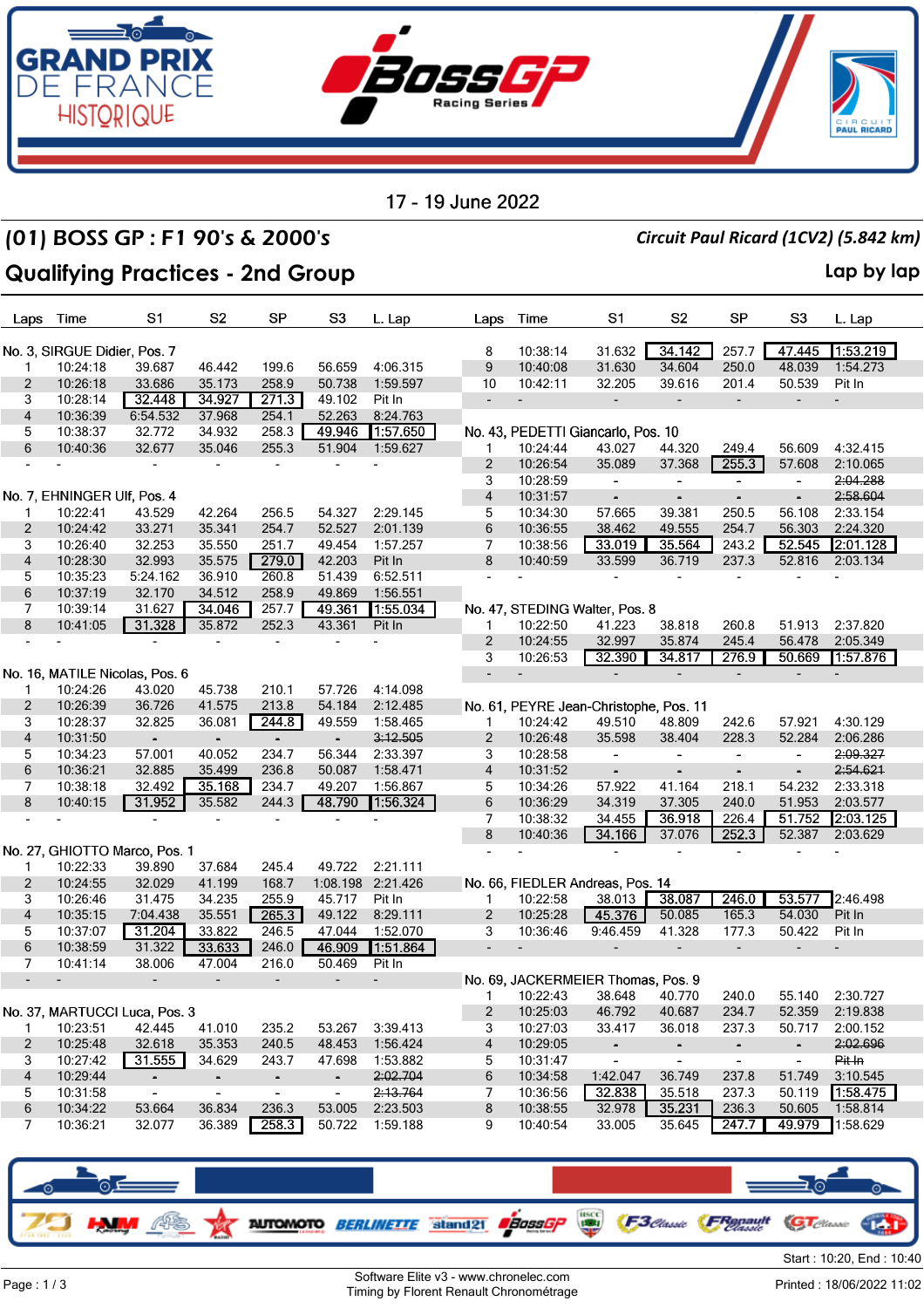# 17 - 19 June 2022

## (01) BOSS GP : F1 90's & 2000's

*Circuit Paul Ricard (1CV2) (5.842 km)*

## Qualifying Practices - 2nd Group

**Lap by lap**

| Laps | Time | S1 | S2 | SP | S3 | L. Lap |
|---|---|---|---|---|---|---|
| **No. 3, SIRGUE Didier, Pos. 7** | | | | | | |
| 1 | 10:24:18 | 39.687 | 46.442 | 199.6 | 56.659 | 4:06.315 |
| 2 | 10:26:18 | 33.686 | 35.173 | 258.9 | 50.738 | 1:59.597 |
| 3 | 10:28:14 | 32.448 | 34.927 | 271.3 | 49.102 | Pit In |
| 4 | 10:36:39 | 6:54.532 | 37.968 | 254.1 | 52.263 | 8:24.763 |
| 5 | 10:38:37 | 32.772 | 34.932 | 258.3 | 49.946 | 1:57.650 |
| 6 | 10:40:36 | 32.677 | 35.046 | 255.3 | 51.904 | 1:59.627 |
| - | - | - | - | - | - | - |
| **No. 7, EHNINGER Ulf, Pos. 4** | | | | | | |
| 1 | 10:22:41 | 43.529 | 42.264 | 256.5 | 54.327 | 2:29.145 |
| 2 | 10:24:42 | 33.271 | 35.341 | 254.7 | 52.527 | 2:01.139 |
| 3 | 10:26:40 | 32.253 | 35.550 | 251.7 | 49.454 | 1:57.257 |
| 4 | 10:28:30 | 32.993 | 35.575 | 279.0 | 42.203 | Pit In |
| 5 | 10:35:23 | 5:24.162 | 36.910 | 260.8 | 51.439 | 6:52.511 |
| 6 | 10:37:19 | 32.170 | 34.512 | 258.9 | 49.869 | 1:56.551 |
| 7 | 10:39:14 | 31.627 | 34.046 | 257.7 | 49.361 | 1:55.034 |
| 8 | 10:41:05 | 31.328 | 35.872 | 252.3 | 43.361 | Pit In |
| - | - | - | - | - | - | - |
| **No. 16, MATILE Nicolas, Pos. 6** | | | | | | |
| 1 | 10:24:26 | 43.020 | 45.738 | 210.1 | 57.726 | 4:14.098 |
| 2 | 10:26:39 | 36.726 | 41.575 | 213.8 | 54.184 | 2:12.485 |
| 3 | 10:28:37 | 32.825 | 36.081 | 244.8 | 49.559 | 1:58.465 |
| 4 | 10:31:50 | - | - | - | - | ~~3:12.505~~ |
| 5 | 10:34:23 | 57.001 | 40.052 | 234.7 | 56.344 | 2:33.397 |
| 6 | 10:36:21 | 32.885 | 35.499 | 236.8 | 50.087 | 1:58.471 |
| 7 | 10:38:18 | 32.492 | 35.168 | 234.7 | 49.207 | 1:56.867 |
| 8 | 10:40:15 | 31.952 | 35.582 | 244.3 | 48.790 | 1:56.324 |
| - | - | - | - | - | - | - |
| **No. 27, GHIOTTO Marco, Pos. 1** | | | | | | |
| 1 | 10:22:33 | 39.890 | 37.684 | 245.4 | 49.722 | 2:21.111 |
| 2 | 10:24:55 | 32.029 | 41.199 | 168.7 | 1:08.198 | 2:21.426 |
| 3 | 10:26:46 | 31.475 | 34.235 | 255.9 | 45.717 | Pit In |
| 4 | 10:35:15 | 7:04.438 | 35.551 | 265.3 | 49.122 | 8:29.111 |
| 5 | 10:37:07 | 31.204 | 33.822 | 246.5 | 47.044 | 1:52.070 |
| 6 | 10:38:59 | 31.322 | 33.633 | 246.0 | 46.909 | 1:51.864 |
| 7 | 10:41:14 | 38.006 | 47.004 | 216.0 | 50.469 | Pit In |
| - | - | - | - | - | - | - |
| **No. 37, MARTUCCI Luca, Pos. 3** | | | | | | |
| 1 | 10:23:51 | 42.445 | 41.010 | 235.2 | 53.267 | 3:39.413 |
| 2 | 10:25:48 | 32.618 | 35.353 | 240.5 | 48.453 | 1:56.424 |
| 3 | 10:27:42 | 31.555 | 34.629 | 243.7 | 47.698 | 1:53.882 |
| 4 | 10:29:44 | - | - | - | - | ~~2:02.704~~ |
| 5 | 10:31:58 | - | - | - | - | ~~2:13.764~~ |
| 6 | 10:34:22 | 53.664 | 36.834 | 236.3 | 53.005 | 2:23.503 |
| 7 | 10:36:21 | 32.077 | 36.389 | 258.3 | 50.722 | 1:59.188 |
| 8 | 10:38:14 | 31.632 | 34.142 | 257.7 | 47.445 | 1:53.219 |
| 9 | 10:40:08 | 31.630 | 34.604 | 250.0 | 48.039 | 1:54.273 |
| 10 | 10:42:11 | 32.205 | 39.616 | 201.4 | 50.539 | Pit In |
| - | - | - | - | - | - | - |
| **No. 43, PEDETTI Giancarlo, Pos. 10** | | | | | | |
| 1 | 10:24:44 | 43.027 | 44.320 | 249.4 | 56.609 | 4:32.415 |
| 2 | 10:26:54 | 35.089 | 37.368 | 255.3 | 57.608 | 2:10.065 |
| 3 | 10:28:59 | - | - | - | - | ~~2:04.288~~ |
| 4 | 10:31:57 | - | - | - | - | ~~2:58.604~~ |
| 5 | 10:34:30 | 57.665 | 39.381 | 250.5 | 56.108 | 2:33.154 |
| 6 | 10:36:55 | 38.462 | 49.555 | 254.7 | 56.303 | 2:24.320 |
| 7 | 10:38:56 | 33.019 | 35.564 | 243.2 | 52.545 | 2:01.128 |
| 8 | 10:40:59 | 33.599 | 36.719 | 237.3 | 52.816 | 2:03.134 |
| - | - | - | - | - | - | - |
| **No. 47, STEDING Walter, Pos. 8** | | | | | | |
| 1 | 10:22:50 | 41.223 | 38.818 | 260.8 | 51.913 | 2:37.820 |
| 2 | 10:24:55 | 32.997 | 35.874 | 245.4 | 56.478 | 2:05.349 |
| 3 | 10:26:53 | 32.390 | 34.817 | 276.9 | 50.669 | 1:57.876 |
| - | - | - | - | - | - | - |
| **No. 61, PEYRE Jean-Christophe, Pos. 11** | | | | | | |
| 1 | 10:24:42 | 49.510 | 48.809 | 242.6 | 57.921 | 4:30.129 |
| 2 | 10:26:48 | 35.598 | 38.404 | 228.3 | 52.284 | 2:06.286 |
| 3 | 10:28:58 | - | - | - | - | ~~2:09.327~~ |
| 4 | 10:31:52 | - | - | - | - | ~~2:54.621~~ |
| 5 | 10:34:26 | 57.922 | 41.164 | 218.1 | 54.232 | 2:33.318 |
| 6 | 10:36:29 | 34.319 | 37.305 | 240.0 | 51.953 | 2:03.577 |
| 7 | 10:38:32 | 34.455 | 36.918 | 226.4 | 51.752 | 2:03.125 |
| 8 | 10:40:36 | 34.166 | 37.076 | 252.3 | 52.387 | 2:03.629 |
| - | - | - | - | - | - | - |
| **No. 66, FIEDLER Andreas, Pos. 14** | | | | | | |
| 1 | 10:22:58 | 38.013 | 38.087 | 246.0 | 53.577 | 2:46.498 |
| 2 | 10:25:28 | 45.376 | 50.085 | 165.3 | 54.030 | Pit In |
| 3 | 10:36:46 | 9:46.459 | 41.328 | 177.3 | 50.422 | Pit In |
| - | - | - | - | - | - | - |
| **No. 69, JACKERMEIER Thomas, Pos. 9** | | | | | | |
| 1 | 10:22:43 | 38.648 | 40.770 | 240.0 | 55.140 | 2:30.727 |
| 2 | 10:25:03 | 46.792 | 40.687 | 234.7 | 52.359 | 2:19.838 |
| 3 | 10:27:03 | 33.417 | 36.018 | 237.3 | 50.717 | 2:00.152 |
| 4 | 10:29:05 | - | - | - | - | ~~2:02.696~~ |
| 5 | 10:31:47 | - | - | - | - | ~~Pit In~~ |
| 6 | 10:34:58 | 1:42.047 | 36.749 | 237.8 | 51.749 | 3:10.545 |
| 7 | 10:36:56 | 32.838 | 35.518 | 237.3 | 50.119 | 1:58.475 |
| 8 | 10:38:55 | 32.978 | 35.231 | 236.3 | 50.605 | 1:58.814 |
| 9 | 10:40:54 | 33.005 | 35.645 | 247.7 | 49.979 | 1:58.629 |

Start : 10:20, End : 10:40

Software Elite v3 - www.chronelec.com
Timing by Florent Renault Chronométrage

Printed : 18/06/2022 11:02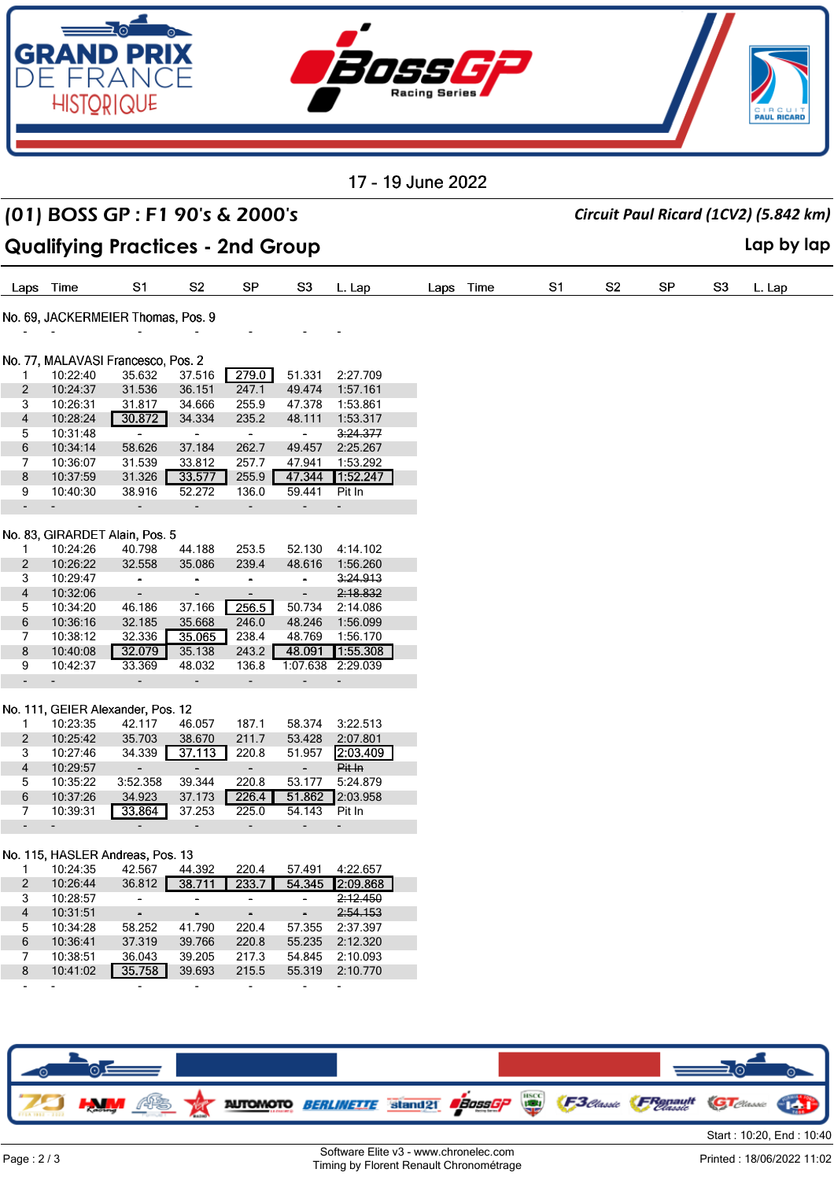17 - 19 June 2022

## (01) BOSS GP : F1 90's & 2000's

*Circuit Paul Ricard (1CV2) (5.842 km)*

## Qualifying Practices - 2nd Group

Lap by lap

**No. 69, JACKERMEIER Thomas, Pos. 9**

| Laps | Time | S1 | S2 | SP | S3 | L. Lap |
|---|---|---|---|---|---|---|
| - | - | - | - | - | - | - |

**No. 77, MALAVASI Francesco, Pos. 2**

| Laps | Time | S1 | S2 | SP | S3 | L. Lap |
|---|---|---|---|---|---|---|
| 1 | 10:22:40 | 35.632 | 37.516 | 279.0 | 51.331 | 2:27.709 |
| 2 | 10:24:37 | 31.536 | 36.151 | 247.1 | 49.474 | 1:57.161 |
| 3 | 10:26:31 | 31.817 | 34.666 | 255.9 | 47.378 | 1:53.861 |
| 4 | 10:28:24 | 30.872 | 34.334 | 235.2 | 48.111 | 1:53.317 |
| 5 | 10:31:48 | - | - | - | - | ~~3:24.377~~ |
| 6 | 10:34:14 | 58.626 | 37.184 | 262.7 | 49.457 | 2:25.267 |
| 7 | 10:36:07 | 31.539 | 33.812 | 257.7 | 47.941 | 1:53.292 |
| 8 | 10:37:59 | 31.326 | 33.577 | 255.9 | 47.344 | 1:52.247 |
| 9 | 10:40:30 | 38.916 | 52.272 | 136.0 | 59.441 | Pit In |
| - | - | - | - | - | - | - |

**No. 83, GIRARDET Alain, Pos. 5**

| Laps | Time | S1 | S2 | SP | S3 | L. Lap |
|---|---|---|---|---|---|---|
| 1 | 10:24:26 | 40.798 | 44.188 | 253.5 | 52.130 | 4:14.102 |
| 2 | 10:26:22 | 32.558 | 35.086 | 239.4 | 48.616 | 1:56.260 |
| 3 | 10:29:47 | - | - | - | - | ~~3:24.913~~ |
| 4 | 10:32:06 | - | - | - | - | ~~2:18.832~~ |
| 5 | 10:34:20 | 46.186 | 37.166 | 256.5 | 50.734 | 2:14.086 |
| 6 | 10:36:16 | 32.185 | 35.668 | 246.0 | 48.246 | 1:56.099 |
| 7 | 10:38:12 | 32.336 | 35.065 | 238.4 | 48.769 | 1:56.170 |
| 8 | 10:40:08 | 32.079 | 35.138 | 243.2 | 48.091 | 1:55.308 |
| 9 | 10:42:37 | 33.369 | 48.032 | 136.8 | 1:07.638 | 2:29.039 |
| - | - | - | - | - | - | - |

**No. 111, GEIER Alexander, Pos. 12**

| Laps | Time | S1 | S2 | SP | S3 | L. Lap |
|---|---|---|---|---|---|---|
| 1 | 10:23:35 | 42.117 | 46.057 | 187.1 | 58.374 | 3:22.513 |
| 2 | 10:25:42 | 35.703 | 38.670 | 211.7 | 53.428 | 2:07.801 |
| 3 | 10:27:46 | 34.339 | 37.113 | 220.8 | 51.957 | 2:03.409 |
| 4 | 10:29:57 | - | - | - | - | ~~Pit In~~ |
| 5 | 10:35:22 | 3:52.358 | 39.344 | 220.8 | 53.177 | 5:24.879 |
| 6 | 10:37:26 | 34.923 | 37.173 | 226.4 | 51.862 | 2:03.958 |
| 7 | 10:39:31 | 33.864 | 37.253 | 225.0 | 54.143 | Pit In |
| - | - | - | - | - | - | - |

**No. 115, HASLER Andreas, Pos. 13**

| Laps | Time | S1 | S2 | SP | S3 | L. Lap |
|---|---|---|---|---|---|---|
| 1 | 10:24:35 | 42.567 | 44.392 | 220.4 | 57.491 | 4:22.657 |
| 2 | 10:26:44 | 36.812 | 38.711 | 233.7 | 54.345 | 2:09.868 |
| 3 | 10:28:57 | - | - | - | - | ~~2:12.450~~ |
| 4 | 10:31:51 | - | - | - | - | ~~2:54.153~~ |
| 5 | 10:34:28 | 58.252 | 41.790 | 220.4 | 57.355 | 2:37.397 |
| 6 | 10:36:41 | 37.319 | 39.766 | 220.8 | 55.235 | 2:12.320 |
| 7 | 10:38:51 | 36.043 | 39.205 | 217.3 | 54.845 | 2:10.093 |
| 8 | 10:41:02 | 35.758 | 39.693 | 215.5 | 55.319 | 2:10.770 |
| - | - | - | - | - | - | - |

Start : 10:20, End : 10:40

Software Elite v3 - www.chronelec.com
Timing by Florent Renault Chronométrage

Printed : 18/06/2022 11:02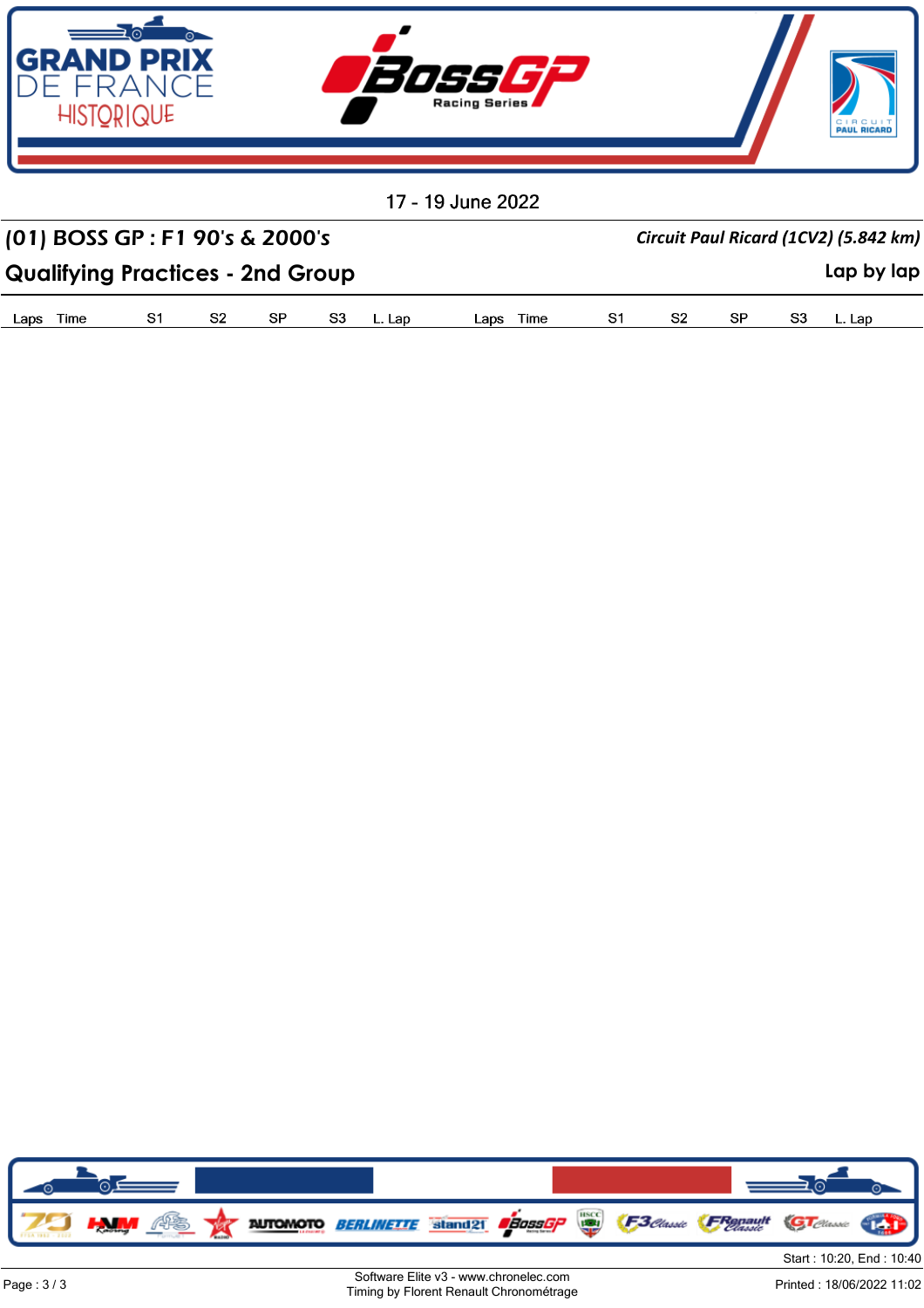17 - 19 June 2022

## (01) BOSS GP : F1 90's & 2000's

*Circuit Paul Ricard (1CV2) (5.842 km)*

## Qualifying Practices - 2nd Group

Lap by lap

| Laps | Time | S1 | S2 | SP | S3 | L. Lap | Laps | Time | S1 | S2 | SP | S3 | L. Lap |
|---|---|---|---|---|---|---|---|---|---|---|---|---|---|

Start : 10:20, End : 10:40

Software Elite v3 - www.chronelec.com
Timing by Florent Renault Chronométrage

Printed : 18/06/2022 11:02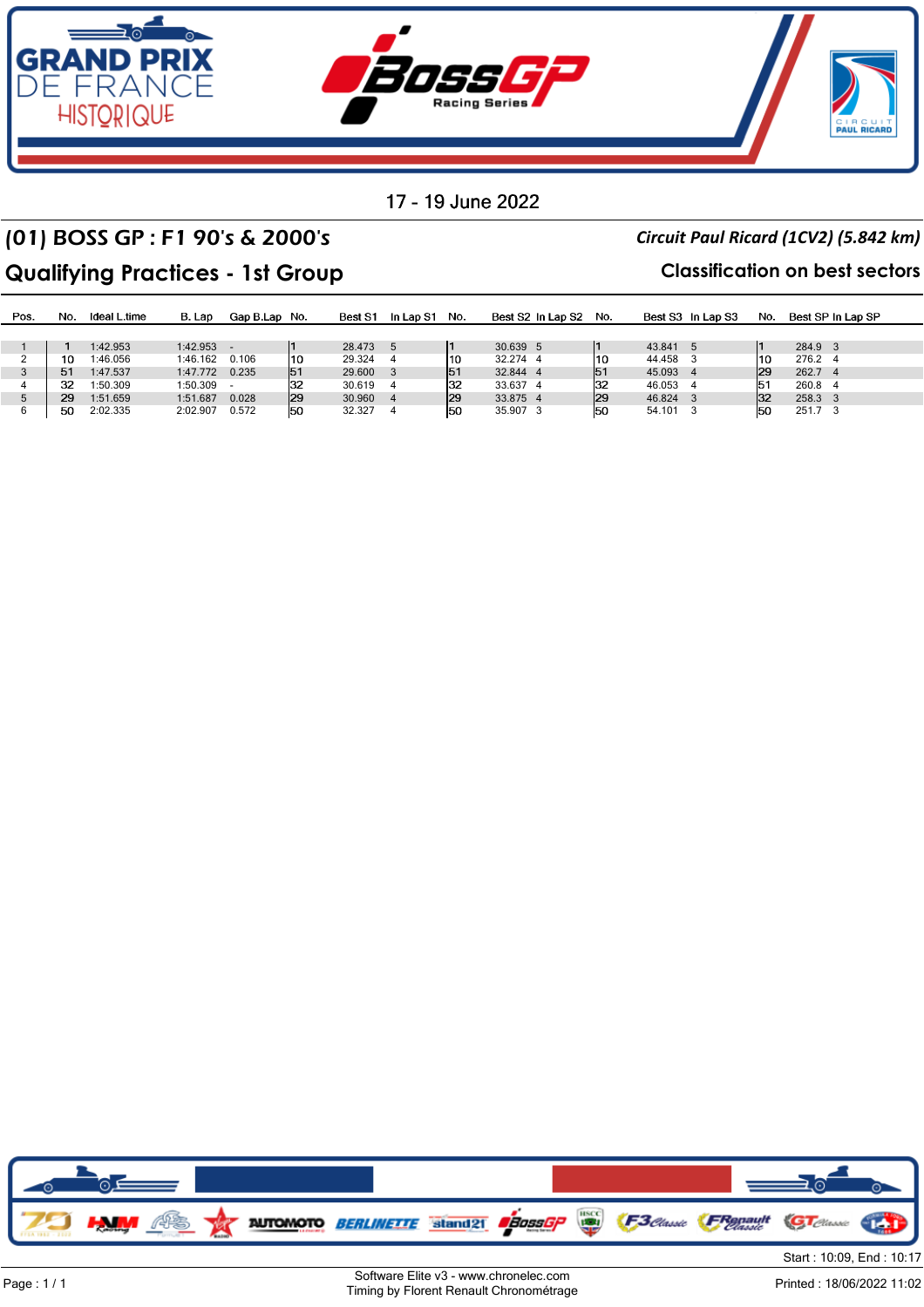17 - 19 June 2022

## (01) BOSS GP : F1 90's & 2000's

*Circuit Paul Ricard (1CV2) (5.842 km)*

## Qualifying Practices - 1st Group

**Classification on best sectors**

| Pos. | No. | Ideal L.time | B. Lap | Gap B.Lap | No. | Best S1 | In Lap S1 | No. | Best S2 | In Lap S2 | No. | Best S3 | In Lap S3 | No. | Best SP | In Lap SP |
|---|---|---|---|---|---|---|---|---|---|---|---|---|---|---|---|---|
| 1 | 1 | 1:42.953 | 1:42.953 | - | 1 | 28.473 | 5 | 1 | 30.639 | 5 | 1 | 43.841 | 5 | 1 | 284.9 | 3 |
| 2 | 10 | 1:46.056 | 1:46.162 | 0.106 | 10 | 29.324 | 4 | 10 | 32.274 | 4 | 10 | 44.458 | 3 | 10 | 276.2 | 4 |
| 3 | 51 | 1:47.537 | 1:47.772 | 0.235 | 51 | 29.600 | 3 | 51 | 32.844 | 4 | 51 | 45.093 | 4 | 29 | 262.7 | 4 |
| 4 | 32 | 1:50.309 | 1:50.309 | - | 32 | 30.619 | 4 | 32 | 33.637 | 4 | 32 | 46.053 | 4 | 51 | 260.8 | 4 |
| 5 | 29 | 1:51.659 | 1:51.687 | 0.028 | 29 | 30.960 | 4 | 29 | 33.875 | 4 | 29 | 46.824 | 3 | 32 | 258.3 | 3 |
| 6 | 50 | 2:02.335 | 2:02.907 | 0.572 | 50 | 32.327 | 4 | 50 | 35.907 | 3 | 50 | 54.101 | 3 | 50 | 251.7 | 3 |

Start : 10:09, End : 10:17

Software Elite v3 - www.chronelec.com
Timing by Florent Renault Chronométrage

Printed : 18/06/2022 11:02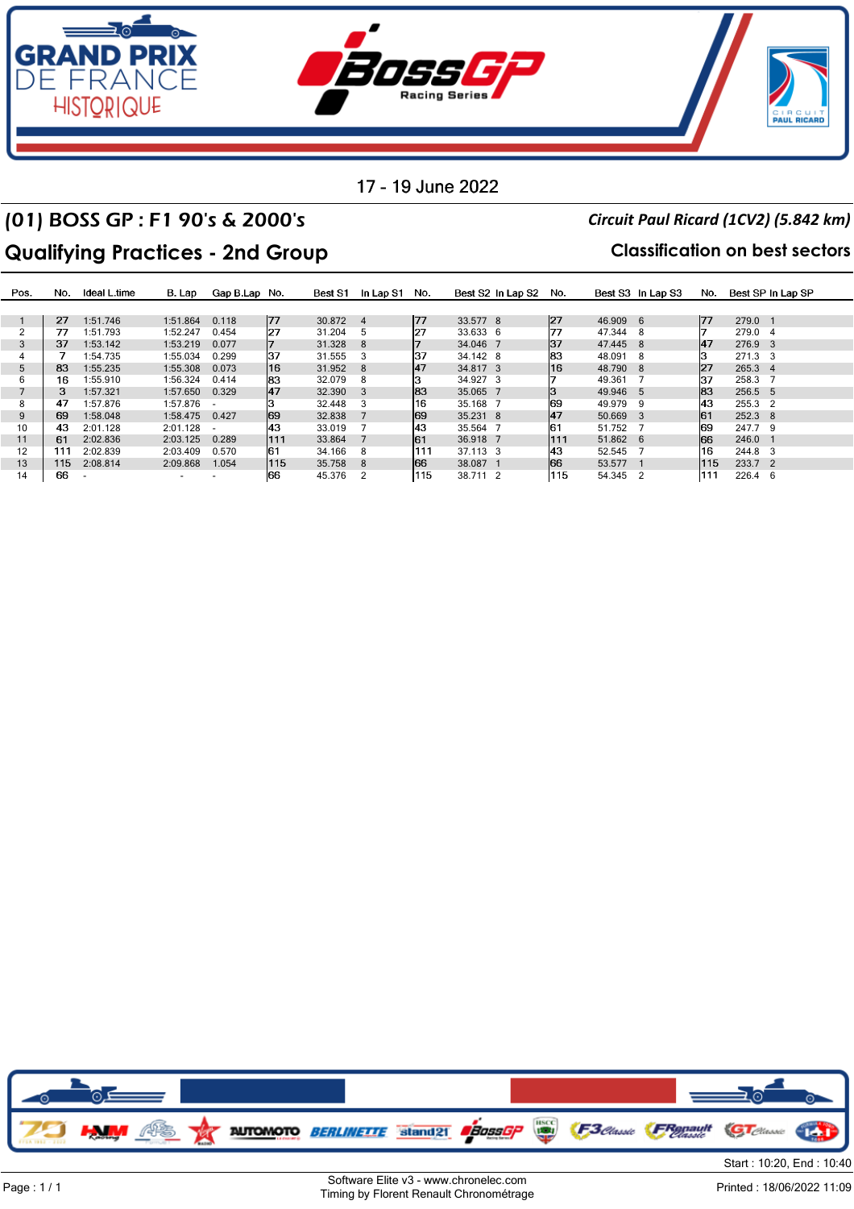17 - 19 June 2022

## (01) BOSS GP : F1 90's & 2000's

*Circuit Paul Ricard (1CV2) (5.842 km)*

## Qualifying Practices - 2nd Group

**Classification on best sectors**

| Pos. | No. | Ideal L.time | B. Lap | Gap B.Lap | No. | Best S1 | In Lap S1 | No. | Best S2 | In Lap S2 | No. | Best S3 | In Lap S3 | No. | Best SP | In Lap SP |
|---|---|---|---|---|---|---|---|---|---|---|---|---|---|---|---|---|
| 1 | 27 | 1:51.746 | 1:51.864 | 0.118 | 77 | 30.872 | 4 | 77 | 33.577 | 8 | 27 | 46.909 | 6 | 77 | 279.0 | 1 |
| 2 | 77 | 1:51.793 | 1:52.247 | 0.454 | 27 | 31.204 | 5 | 27 | 33.633 | 6 | 77 | 47.344 | 8 | 7 | 279.0 | 4 |
| 3 | 37 | 1:53.142 | 1:53.219 | 0.077 | 7 | 31.328 | 8 | 7 | 34.046 | 7 | 37 | 47.445 | 8 | 47 | 276.9 | 3 |
| 4 | 7 | 1:54.735 | 1:55.034 | 0.299 | 37 | 31.555 | 3 | 37 | 34.142 | 8 | 83 | 48.091 | 8 | 3 | 271.3 | 3 |
| 5 | 83 | 1:55.235 | 1:55.308 | 0.073 | 16 | 31.952 | 8 | 47 | 34.817 | 3 | 16 | 48.790 | 8 | 27 | 265.3 | 4 |
| 6 | 16 | 1:55.910 | 1:56.324 | 0.414 | 83 | 32.079 | 8 | 3 | 34.927 | 3 | 7 | 49.361 | 7 | 37 | 258.3 | 7 |
| 7 | 3 | 1:57.321 | 1:57.650 | 0.329 | 47 | 32.390 | 3 | 83 | 35.065 | 7 | 3 | 49.946 | 5 | 83 | 256.5 | 5 |
| 8 | 47 | 1:57.876 | 1:57.876 | - | 3 | 32.448 | 3 | 16 | 35.168 | 7 | 69 | 49.979 | 9 | 43 | 255.3 | 2 |
| 9 | 69 | 1:58.048 | 1:58.475 | 0.427 | 69 | 32.838 | 7 | 69 | 35.231 | 8 | 47 | 50.669 | 3 | 61 | 252.3 | 8 |
| 10 | 43 | 2:01.128 | 2:01.128 | - | 43 | 33.019 | 7 | 43 | 35.564 | 7 | 61 | 51.752 | 7 | 69 | 247.7 | 9 |
| 11 | 61 | 2:02.836 | 2:03.125 | 0.289 | 111 | 33.864 | 7 | 61 | 36.918 | 7 | 111 | 51.862 | 6 | 66 | 246.0 | 1 |
| 12 | 111 | 2:02.839 | 2:03.409 | 0.570 | 61 | 34.166 | 8 | 111 | 37.113 | 3 | 43 | 52.545 | 7 | 16 | 244.8 | 3 |
| 13 | 115 | 2:08.814 | 2:09.868 | 1.054 | 115 | 35.758 | 8 | 66 | 38.087 | 1 | 66 | 53.577 | 1 | 115 | 233.7 | 2 |
| 14 | 66 | - | - | - | 66 | 45.376 | 2 | 115 | 38.711 | 2 | 115 | 54.345 | 2 | 111 | 226.4 | 6 |

Start : 10:20, End : 10:40

Software Elite v3 - www.chronelec.com
Timing by Florent Renault Chronométrage

Printed : 18/06/2022 11:09